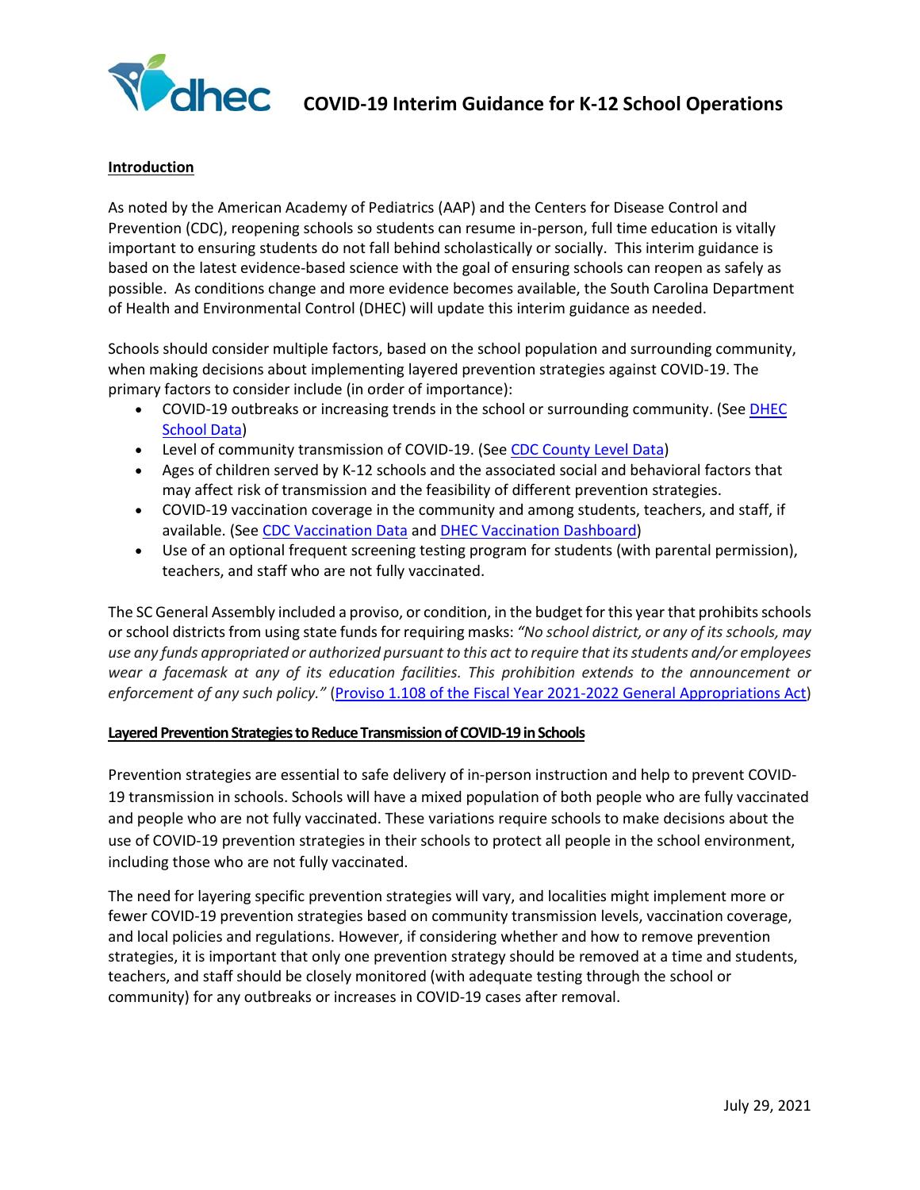# COVID-19 Interim Guidance for K-12 School Operations

## Introduction

As noted by the American Academy of Pediatrics (AAP) and the Centers for Disease Control and Prevention (CDC), reopening schools so students can resume in-person, full time education is vitally important to ensuring students do not fall behind scholastically or socially. This interim guidance is based on the latest evidence-based science with the goal of ensuring schools can reopen as safely as possible. As conditions change and more evidence becomes available, the South Carolina Department of Health and Environmental Control (DHEC) will update this interim guidance as needed.

Schools should consider multiple factors, based on the school population and surrounding community, when making decisions about implementing layered prevention strategies against COVID-19. The primary factors to consider include (in order of importance):

- COVID-19 outbreaks or increasing trends in the school or surrounding community. (See DHEC School Data)
- Level of community transmission of COVID-19. (See CDC County Level Data)
- Ages of children served by K-12 schools and the associated social and behavioral factors that may affect risk of transmission and the feasibility of different prevention strategies.
- COVID-19 vaccination coverage in the community and among students, teachers, and staff, if available. (See CDC Vaccination Data and DHEC Vaccination Dashboard)
- Use of an optional frequent screening testing program for students (with parental permission), teachers, and staff who are not fully vaccinated.

The SC General Assembly included a proviso, or condition, in the budget for this year that prohibits schools or school districts from using state funds for requiring masks: *"No school district, or any of its schools, may use any funds appropriated or authorized pursuant to this act to require that its students and/or employees wear a facemask at any of its education facilities. This prohibition extends to the announcement or enforcement of any such policy."* (Proviso 1.108 of the Fiscal Year 2021-2022 General Appropriations Act)

## Layered Prevention Strategies to Reduce Transmission of COVID-19 in Schools

Prevention strategies are essential to safe delivery of in-person instruction and help to prevent COVID-19 transmission in schools. Schools will have a mixed population of both people who are fully vaccinated and people who are not fully vaccinated. These variations require schools to make decisions about the use of COVID-19 prevention strategies in their schools to protect all people in the school environment, including those who are not fully vaccinated.

The need for layering specific prevention strategies will vary, and localities might implement more or fewer COVID-19 prevention strategies based on community transmission levels, vaccination coverage, and local policies and regulations. However, if considering whether and how to remove prevention strategies, it is important that only one prevention strategy should be removed at a time and students, teachers, and staff should be closely monitored (with adequate testing through the school or community) for any outbreaks or increases in COVID-19 cases after removal.

July 29, 2021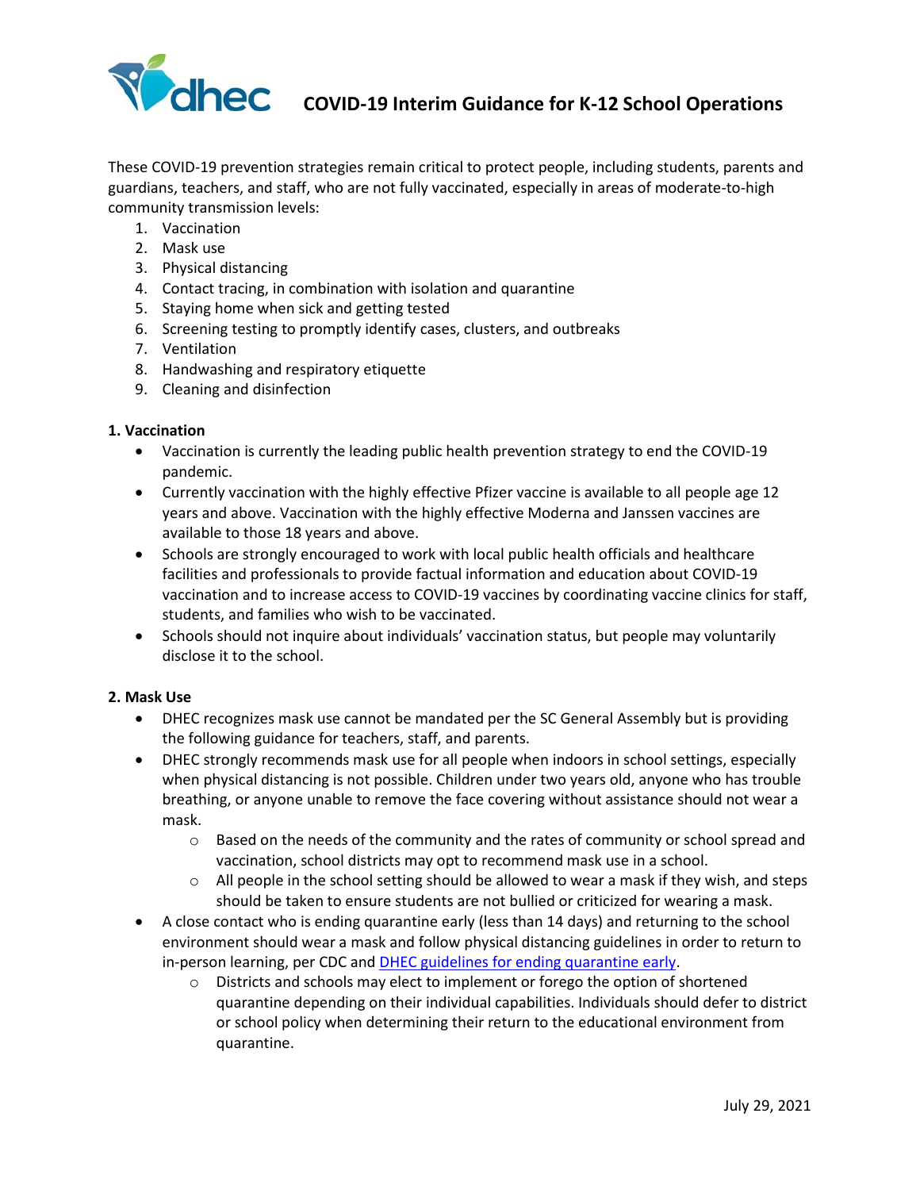# COVID-19 Interim Guidance for K-12 School Operations

These COVID-19 prevention strategies remain critical to protect people, including students, parents and guardians, teachers, and staff, who are not fully vaccinated, especially in areas of moderate-to-high community transmission levels:

1. Vaccination
2. Mask use
3. Physical distancing
4. Contact tracing, in combination with isolation and quarantine
5. Staying home when sick and getting tested
6. Screening testing to promptly identify cases, clusters, and outbreaks
7. Ventilation
8. Handwashing and respiratory etiquette
9. Cleaning and disinfection

**1. Vaccination**

- Vaccination is currently the leading public health prevention strategy to end the COVID-19 pandemic.
- Currently vaccination with the highly effective Pfizer vaccine is available to all people age 12 years and above. Vaccination with the highly effective Moderna and Janssen vaccines are available to those 18 years and above.
- Schools are strongly encouraged to work with local public health officials and healthcare facilities and professionals to provide factual information and education about COVID-19 vaccination and to increase access to COVID-19 vaccines by coordinating vaccine clinics for staff, students, and families who wish to be vaccinated.
- Schools should not inquire about individuals' vaccination status, but people may voluntarily disclose it to the school.

**2. Mask Use**

- DHEC recognizes mask use cannot be mandated per the SC General Assembly but is providing the following guidance for teachers, staff, and parents.
- DHEC strongly recommends mask use for all people when indoors in school settings, especially when physical distancing is not possible. Children under two years old, anyone who has trouble breathing, or anyone unable to remove the face covering without assistance should not wear a mask.
  - Based on the needs of the community and the rates of community or school spread and vaccination, school districts may opt to recommend mask use in a school.
  - All people in the school setting should be allowed to wear a mask if they wish, and steps should be taken to ensure students are not bullied or criticized for wearing a mask.
- A close contact who is ending quarantine early (less than 14 days) and returning to the school environment should wear a mask and follow physical distancing guidelines in order to return to in-person learning, per CDC and DHEC guidelines for ending quarantine early.
  - Districts and schools may elect to implement or forego the option of shortened quarantine depending on their individual capabilities. Individuals should defer to district or school policy when determining their return to the educational environment from quarantine.

July 29, 2021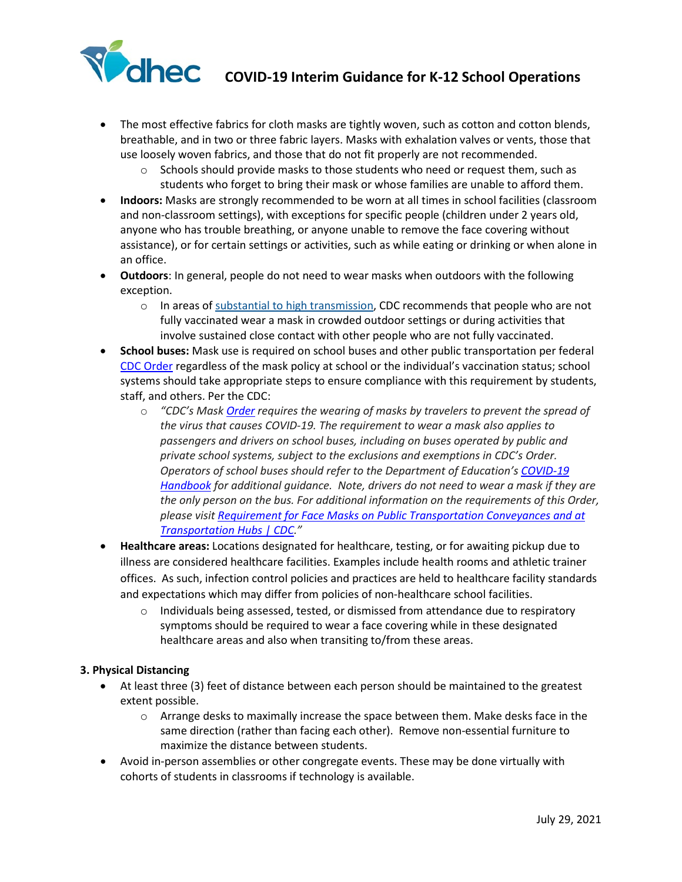- The most effective fabrics for cloth masks are tightly woven, such as cotton and cotton blends, breathable, and in two or three fabric layers. Masks with exhalation valves or vents, those that use loosely woven fabrics, and those that do not fit properly are not recommended.
    - Schools should provide masks to those students who need or request them, such as students who forget to bring their mask or whose families are unable to afford them.
- **Indoors:** Masks are strongly recommended to be worn at all times in school facilities (classroom and non-classroom settings), with exceptions for specific people (children under 2 years old, anyone who has trouble breathing, or anyone unable to remove the face covering without assistance), or for certain settings or activities, such as while eating or drinking or when alone in an office.
- **Outdoors**: In general, people do not need to wear masks when outdoors with the following exception.
    - In areas of substantial to high transmission, CDC recommends that people who are not fully vaccinated wear a mask in crowded outdoor settings or during activities that involve sustained close contact with other people who are not fully vaccinated.
- **School buses:** Mask use is required on school buses and other public transportation per federal CDC Order regardless of the mask policy at school or the individual's vaccination status; school systems should take appropriate steps to ensure compliance with this requirement by students, staff, and others. Per the CDC:
    - *"CDC's Mask Order requires the wearing of masks by travelers to prevent the spread of the virus that causes COVID-19. The requirement to wear a mask also applies to passengers and drivers on school buses, including on buses operated by public and private school systems, subject to the exclusions and exemptions in CDC's Order. Operators of school buses should refer to the Department of Education's COVID-19 Handbook for additional guidance. Note, drivers do not need to wear a mask if they are the only person on the bus. For additional information on the requirements of this Order, please visit Requirement for Face Masks on Public Transportation Conveyances and at Transportation Hubs | CDC."*
- **Healthcare areas:** Locations designated for healthcare, testing, or for awaiting pickup due to illness are considered healthcare facilities. Examples include health rooms and athletic trainer offices. As such, infection control policies and practices are held to healthcare facility standards and expectations which may differ from policies of non-healthcare school facilities.
    - Individuals being assessed, tested, or dismissed from attendance due to respiratory symptoms should be required to wear a face covering while in these designated healthcare areas and also when transiting to/from these areas.

### 3. Physical Distancing

- At least three (3) feet of distance between each person should be maintained to the greatest extent possible.
    - Arrange desks to maximally increase the space between them. Make desks face in the same direction (rather than facing each other). Remove non-essential furniture to maximize the distance between students.
- Avoid in-person assemblies or other congregate events. These may be done virtually with cohorts of students in classrooms if technology is available.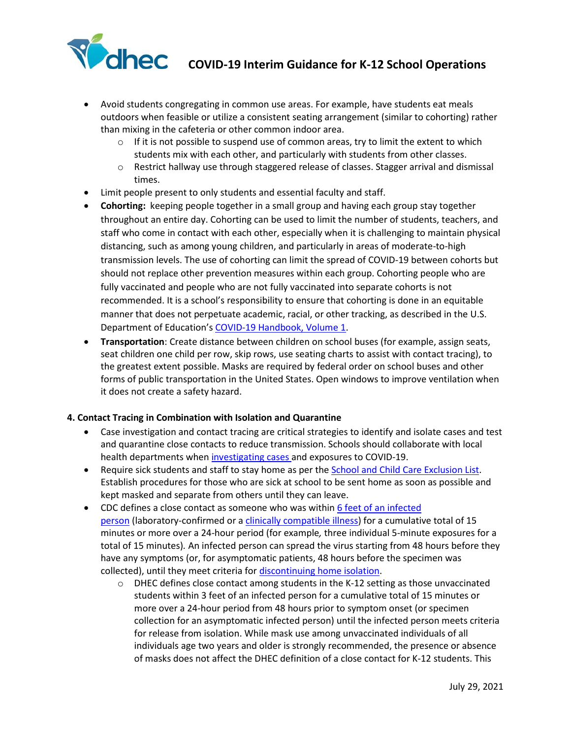- Avoid students congregating in common use areas. For example, have students eat meals outdoors when feasible or utilize a consistent seating arrangement (similar to cohorting) rather than mixing in the cafeteria or other common indoor area.
  - If it is not possible to suspend use of common areas, try to limit the extent to which students mix with each other, and particularly with students from other classes.
  - Restrict hallway use through staggered release of classes. Stagger arrival and dismissal times.
- Limit people present to only students and essential faculty and staff.
- **Cohorting:** keeping people together in a small group and having each group stay together throughout an entire day. Cohorting can be used to limit the number of students, teachers, and staff who come in contact with each other, especially when it is challenging to maintain physical distancing, such as among young children, and particularly in areas of moderate-to-high transmission levels. The use of cohorting can limit the spread of COVID-19 between cohorts but should not replace other prevention measures within each group. Cohorting people who are fully vaccinated and people who are not fully vaccinated into separate cohorts is not recommended. It is a school's responsibility to ensure that cohorting is done in an equitable manner that does not perpetuate academic, racial, or other tracking, as described in the U.S. Department of Education's COVID-19 Handbook, Volume 1.
- **Transportation**: Create distance between children on school buses (for example, assign seats, seat children one child per row, skip rows, use seating charts to assist with contact tracing), to the greatest extent possible. Masks are required by federal order on school buses and other forms of public transportation in the United States. Open windows to improve ventilation when it does not create a safety hazard.

#### 4. Contact Tracing in Combination with Isolation and Quarantine

- Case investigation and contact tracing are critical strategies to identify and isolate cases and test and quarantine close contacts to reduce transmission. Schools should collaborate with local health departments when investigating cases and exposures to COVID-19.
- Require sick students and staff to stay home as per the School and Child Care Exclusion List. Establish procedures for those who are sick at school to be sent home as soon as possible and kept masked and separate from others until they can leave.
- CDC defines a close contact as someone who was within 6 feet of an infected person (laboratory-confirmed or a clinically compatible illness) for a cumulative total of 15 minutes or more over a 24-hour period (for example, three individual 5-minute exposures for a total of 15 minutes). An infected person can spread the virus starting from 48 hours before they have any symptoms (or, for asymptomatic patients, 48 hours before the specimen was collected), until they meet criteria for discontinuing home isolation.
  - DHEC defines close contact among students in the K-12 setting as those unvaccinated students within 3 feet of an infected person for a cumulative total of 15 minutes or more over a 24-hour period from 48 hours prior to symptom onset (or specimen collection for an asymptomatic infected person) until the infected person meets criteria for release from isolation. While mask use among unvaccinated individuals of all individuals age two years and older is strongly recommended, the presence or absence of masks does not affect the DHEC definition of a close contact for K-12 students. This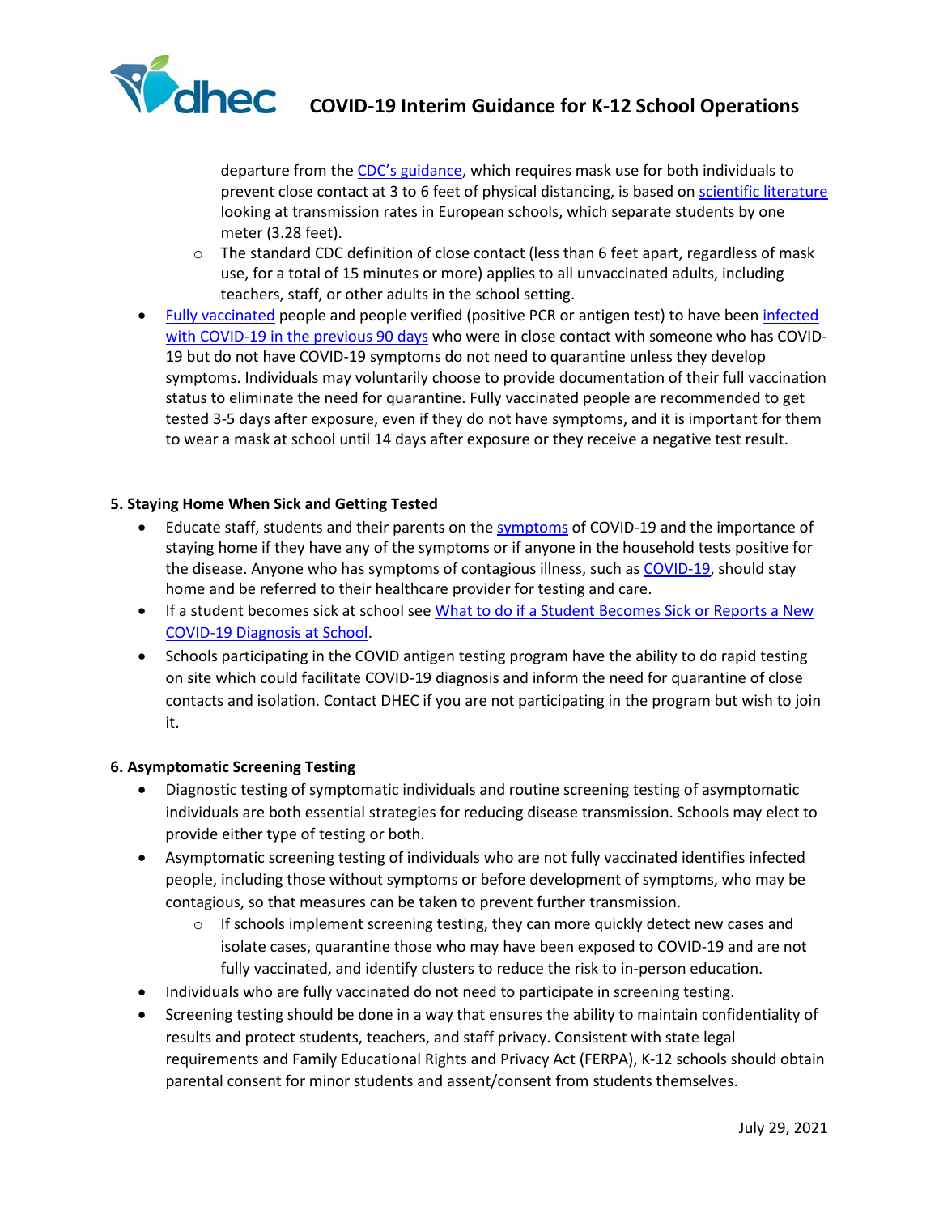departure from the CDC's guidance, which requires mask use for both individuals to prevent close contact at 3 to 6 feet of physical distancing, is based on scientific literature looking at transmission rates in European schools, which separate students by one meter (3.28 feet).
    - The standard CDC definition of close contact (less than 6 feet apart, regardless of mask use, for a total of 15 minutes or more) applies to all unvaccinated adults, including teachers, staff, or other adults in the school setting.
- Fully vaccinated people and people verified (positive PCR or antigen test) to have been infected with COVID-19 in the previous 90 days who were in close contact with someone who has COVID-19 but do not have COVID-19 symptoms do not need to quarantine unless they develop symptoms. Individuals may voluntarily choose to provide documentation of their full vaccination status to eliminate the need for quarantine. Fully vaccinated people are recommended to get tested 3-5 days after exposure, even if they do not have symptoms, and it is important for them to wear a mask at school until 14 days after exposure or they receive a negative test result.

**5. Staying Home When Sick and Getting Tested**

- Educate staff, students and their parents on the symptoms of COVID-19 and the importance of staying home if they have any of the symptoms or if anyone in the household tests positive for the disease. Anyone who has symptoms of contagious illness, such as COVID-19, should stay home and be referred to their healthcare provider for testing and care.
- If a student becomes sick at school see What to do if a Student Becomes Sick or Reports a New COVID-19 Diagnosis at School.
- Schools participating in the COVID antigen testing program have the ability to do rapid testing on site which could facilitate COVID-19 diagnosis and inform the need for quarantine of close contacts and isolation. Contact DHEC if you are not participating in the program but wish to join it.

**6. Asymptomatic Screening Testing**

- Diagnostic testing of symptomatic individuals and routine screening testing of asymptomatic individuals are both essential strategies for reducing disease transmission. Schools may elect to provide either type of testing or both.
- Asymptomatic screening testing of individuals who are not fully vaccinated identifies infected people, including those without symptoms or before development of symptoms, who may be contagious, so that measures can be taken to prevent further transmission.
    - If schools implement screening testing, they can more quickly detect new cases and isolate cases, quarantine those who may have been exposed to COVID-19 and are not fully vaccinated, and identify clusters to reduce the risk to in-person education.
- Individuals who are fully vaccinated do not need to participate in screening testing.
- Screening testing should be done in a way that ensures the ability to maintain confidentiality of results and protect students, teachers, and staff privacy. Consistent with state legal requirements and Family Educational Rights and Privacy Act (FERPA), K-12 schools should obtain parental consent for minor students and assent/consent from students themselves.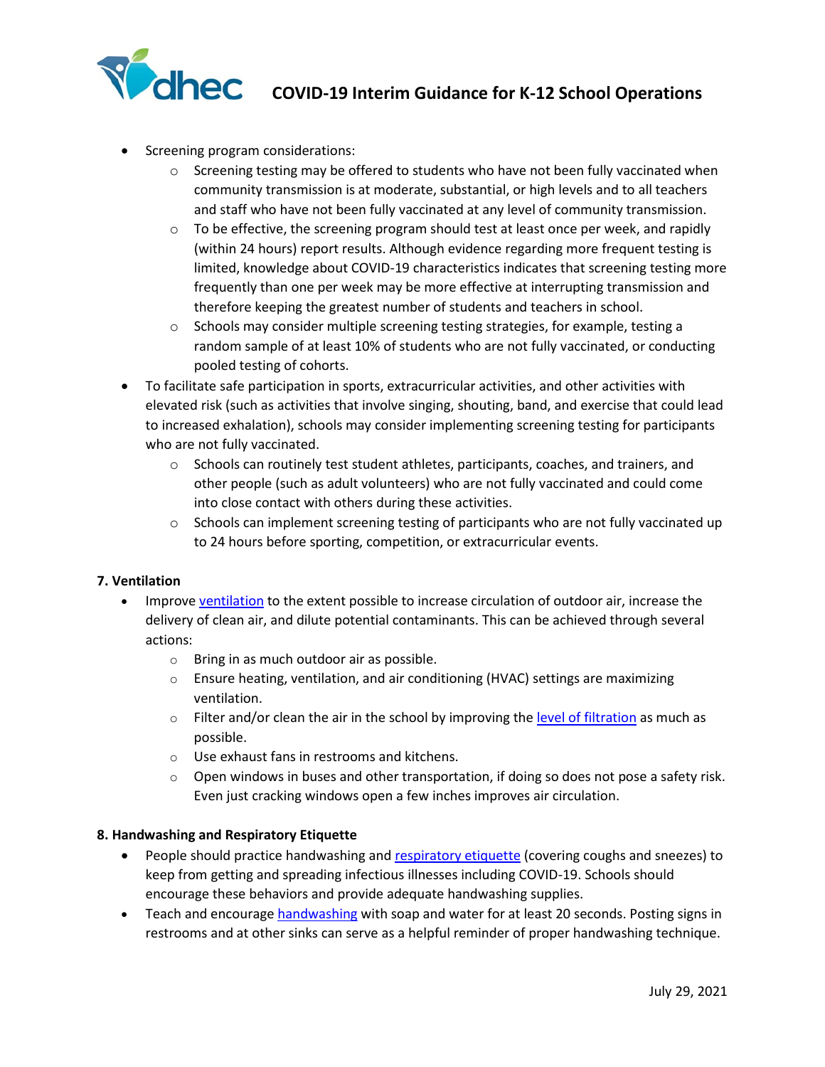- Screening program considerations:
    - Screening testing may be offered to students who have not been fully vaccinated when community transmission is at moderate, substantial, or high levels and to all teachers and staff who have not been fully vaccinated at any level of community transmission.
    - To be effective, the screening program should test at least once per week, and rapidly (within 24 hours) report results. Although evidence regarding more frequent testing is limited, knowledge about COVID-19 characteristics indicates that screening testing more frequently than one per week may be more effective at interrupting transmission and therefore keeping the greatest number of students and teachers in school.
    - Schools may consider multiple screening testing strategies, for example, testing a random sample of at least 10% of students who are not fully vaccinated, or conducting pooled testing of cohorts.
- To facilitate safe participation in sports, extracurricular activities, and other activities with elevated risk (such as activities that involve singing, shouting, band, and exercise that could lead to increased exhalation), schools may consider implementing screening testing for participants who are not fully vaccinated.
    - Schools can routinely test student athletes, participants, coaches, and trainers, and other people (such as adult volunteers) who are not fully vaccinated and could come into close contact with others during these activities.
    - Schools can implement screening testing of participants who are not fully vaccinated up to 24 hours before sporting, competition, or extracurricular events.

**7. Ventilation**

- Improve ventilation to the extent possible to increase circulation of outdoor air, increase the delivery of clean air, and dilute potential contaminants. This can be achieved through several actions:
    - Bring in as much outdoor air as possible.
    - Ensure heating, ventilation, and air conditioning (HVAC) settings are maximizing ventilation.
    - Filter and/or clean the air in the school by improving the level of filtration as much as possible.
    - Use exhaust fans in restrooms and kitchens.
    - Open windows in buses and other transportation, if doing so does not pose a safety risk. Even just cracking windows open a few inches improves air circulation.

**8. Handwashing and Respiratory Etiquette**

- People should practice handwashing and respiratory etiquette (covering coughs and sneezes) to keep from getting and spreading infectious illnesses including COVID-19. Schools should encourage these behaviors and provide adequate handwashing supplies.
- Teach and encourage handwashing with soap and water for at least 20 seconds. Posting signs in restrooms and at other sinks can serve as a helpful reminder of proper handwashing technique.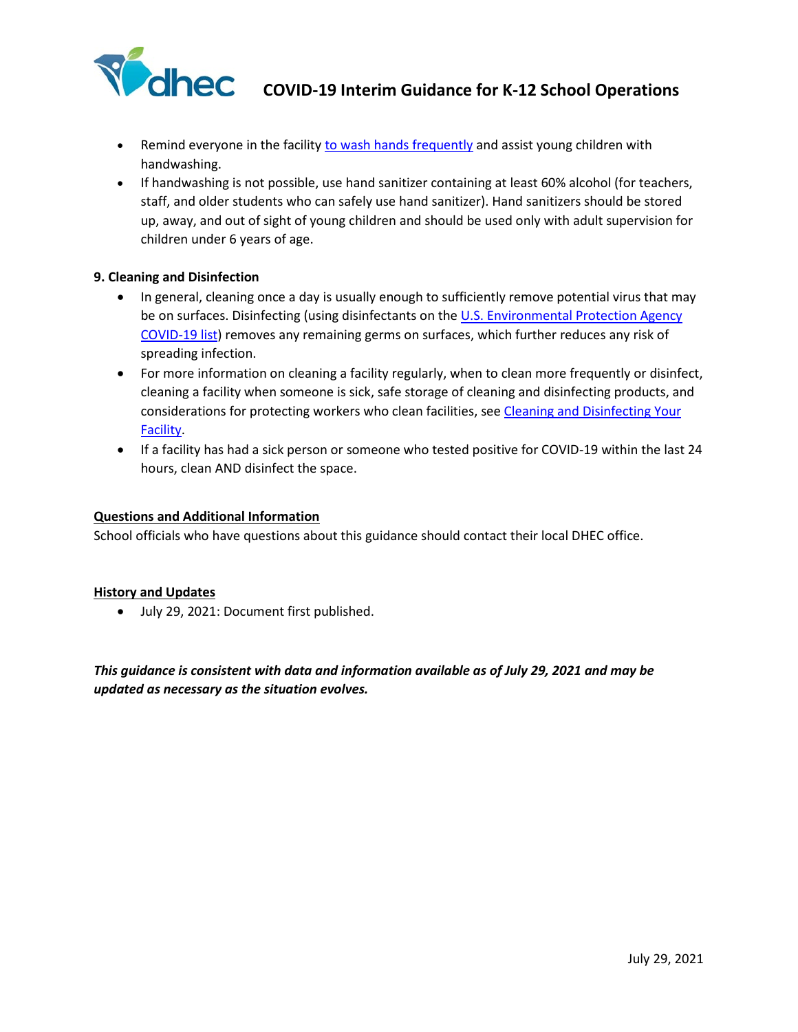- Remind everyone in the facility to wash hands frequently and assist young children with handwashing.
- If handwashing is not possible, use hand sanitizer containing at least 60% alcohol (for teachers, staff, and older students who can safely use hand sanitizer). Hand sanitizers should be stored up, away, and out of sight of young children and should be used only with adult supervision for children under 6 years of age.

### 9. Cleaning and Disinfection

- In general, cleaning once a day is usually enough to sufficiently remove potential virus that may be on surfaces. Disinfecting (using disinfectants on the U.S. Environmental Protection Agency COVID-19 list) removes any remaining germs on surfaces, which further reduces any risk of spreading infection.
- For more information on cleaning a facility regularly, when to clean more frequently or disinfect, cleaning a facility when someone is sick, safe storage of cleaning and disinfecting products, and considerations for protecting workers who clean facilities, see Cleaning and Disinfecting Your Facility.
- If a facility has had a sick person or someone who tested positive for COVID-19 within the last 24 hours, clean AND disinfect the space.

## Questions and Additional Information

School officials who have questions about this guidance should contact their local DHEC office.

## History and Updates

- July 29, 2021: Document first published.

***This guidance is consistent with data and information available as of July 29, 2021 and may be updated as necessary as the situation evolves.***